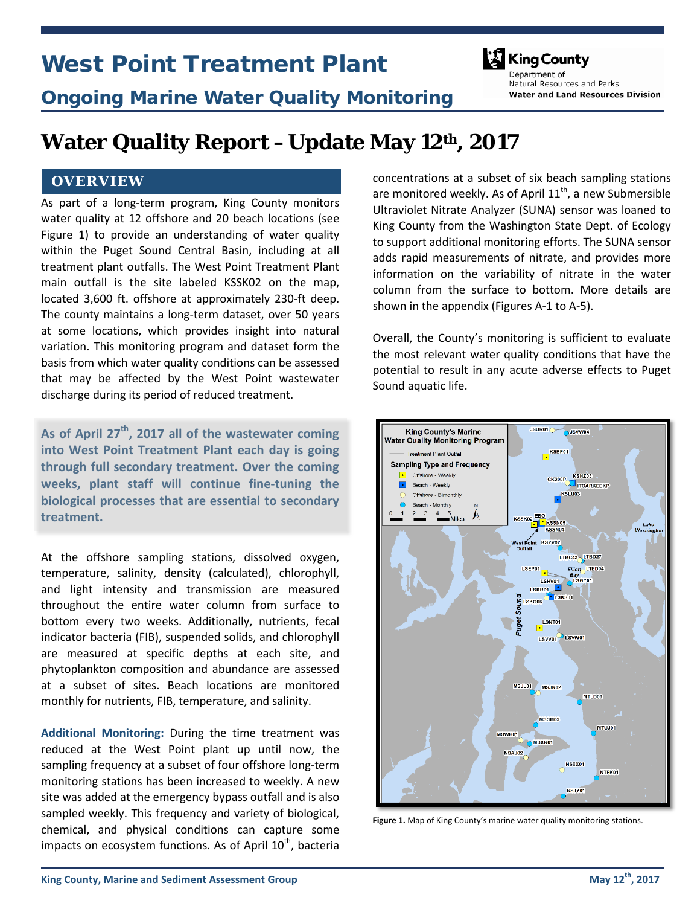# West Point Treatment Plant

## Ongoing Marine Water Quality Monitoring

King County
Department of
Natural Resources and Parks
**Water and Land Resources Division**

# Water Quality Report – Update May 12th, 2017

## OVERVIEW

As part of a long-term program, King County monitors water quality at 12 offshore and 20 beach locations (see Figure 1) to provide an understanding of water quality within the Puget Sound Central Basin, including at all treatment plant outfalls. The West Point Treatment Plant main outfall is the site labeled KSSK02 on the map, located 3,600 ft. offshore at approximately 230-ft deep. The county maintains a long-term dataset, over 50 years at some locations, which provides insight into natural variation. This monitoring program and dataset form the basis from which water quality conditions can be assessed that may be affected by the West Point wastewater discharge during its period of reduced treatment.

**As of April 27th, 2017 all of the wastewater coming into West Point Treatment Plant each day is going through full secondary treatment. Over the coming weeks, plant staff will continue fine-tuning the biological processes that are essential to secondary treatment.**

At the offshore sampling stations, dissolved oxygen, temperature, salinity, density (calculated), chlorophyll, and light intensity and transmission are measured throughout the entire water column from surface to bottom every two weeks. Additionally, nutrients, fecal indicator bacteria (FIB), suspended solids, and chlorophyll are measured at specific depths at each site, and phytoplankton composition and abundance are assessed at a subset of sites. Beach locations are monitored monthly for nutrients, FIB, temperature, and salinity.

**Additional Monitoring:** During the time treatment was reduced at the West Point plant up until now, the sampling frequency at a subset of four offshore long-term monitoring stations has been increased to weekly. A new site was added at the emergency bypass outfall and is also sampled weekly. This frequency and variety of biological, chemical, and physical conditions can capture some impacts on ecosystem functions. As of April 10th, bacteria concentrations at a subset of six beach sampling stations are monitored weekly. As of April 11th, a new Submersible Ultraviolet Nitrate Analyzer (SUNA) sensor was loaned to King County from the Washington State Dept. of Ecology to support additional monitoring efforts. The SUNA sensor adds rapid measurements of nitrate, and provides more information on the variability of nitrate in the water column from the surface to bottom. More details are shown in the appendix (Figures A-1 to A-5).

Overall, the County's monitoring is sufficient to evaluate the most relevant water quality conditions that have the potential to result in any acute adverse effects to Puget Sound aquatic life.

**Figure 1.** Map of King County's marine water quality monitoring stations.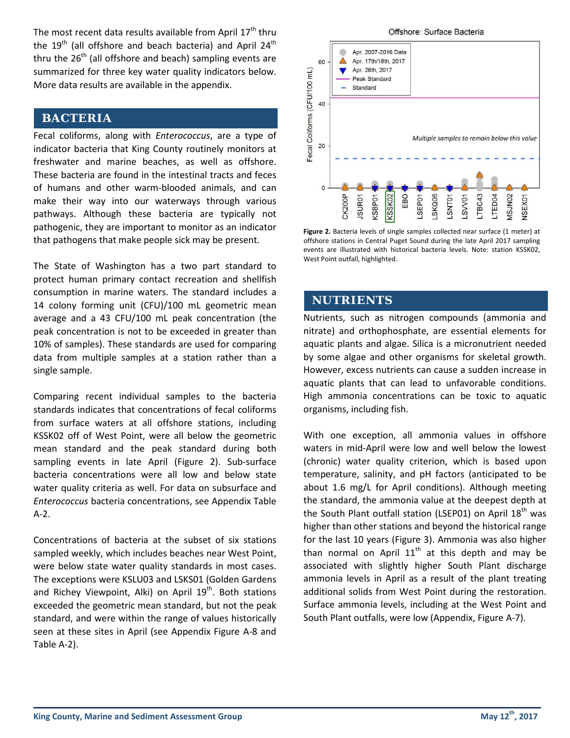The most recent data results available from April 17th thru the 19th (all offshore and beach bacteria) and April 24th thru the 26th (all offshore and beach) sampling events are summarized for three key water quality indicators below. More data results are available in the appendix.

## BACTERIA

Fecal coliforms, along with *Enterococcus*, are a type of indicator bacteria that King County routinely monitors at freshwater and marine beaches, as well as offshore. These bacteria are found in the intestinal tracts and feces of humans and other warm-blooded animals, and can make their way into our waterways through various pathways. Although these bacteria are typically not pathogenic, they are important to monitor as an indicator that pathogens that make people sick may be present.

The State of Washington has a two part standard to protect human primary contact recreation and shellfish consumption in marine waters. The standard includes a 14 colony forming unit (CFU)/100 mL geometric mean average and a 43 CFU/100 mL peak concentration (the peak concentration is not to be exceeded in greater than 10% of samples). These standards are used for comparing data from multiple samples at a station rather than a single sample.

Comparing recent individual samples to the bacteria standards indicates that concentrations of fecal coliforms from surface waters at all offshore stations, including KSSK02 off of West Point, were all below the geometric mean standard and the peak standard during both sampling events in late April (Figure 2). Sub-surface bacteria concentrations were all low and below state water quality criteria as well. For data on subsurface and *Enterococcus* bacteria concentrations, see Appendix Table A-2.

Concentrations of bacteria at the subset of six stations sampled weekly, which includes beaches near West Point, were below state water quality standards in most cases. The exceptions were KSLU03 and LSKS01 (Golden Gardens and Richey Viewpoint, Alki) on April 19th. Both stations exceeded the geometric mean standard, but not the peak standard, and were within the range of values historically seen at these sites in April (see Appendix Figure A-8 and Table A-2).

**Figure 2.** Bacteria levels of single samples collected near surface (1 meter) at offshore stations in Central Puget Sound during the late April 2017 sampling events are illustrated with historical bacteria levels. Note: station KSSK02, West Point outfall, highlighted.

## NUTRIENTS

Nutrients, such as nitrogen compounds (ammonia and nitrate) and orthophosphate, are essential elements for aquatic plants and algae. Silica is a micronutrient needed by some algae and other organisms for skeletal growth. However, excess nutrients can cause a sudden increase in aquatic plants that can lead to unfavorable conditions. High ammonia concentrations can be toxic to aquatic organisms, including fish.

With one exception, all ammonia values in offshore waters in mid-April were low and well below the lowest (chronic) water quality criterion, which is based upon temperature, salinity, and pH factors (anticipated to be about 1.6 mg/L for April conditions). Although meeting the standard, the ammonia value at the deepest depth at the South Plant outfall station (LSEP01) on April 18th was higher than other stations and beyond the historical range for the last 10 years (Figure 3). Ammonia was also higher than normal on April 11th at this depth and may be associated with slightly higher South Plant discharge ammonia levels in April as a result of the plant treating additional solids from West Point during the restoration. Surface ammonia levels, including at the West Point and South Plant outfalls, were low (Appendix, Figure A-7).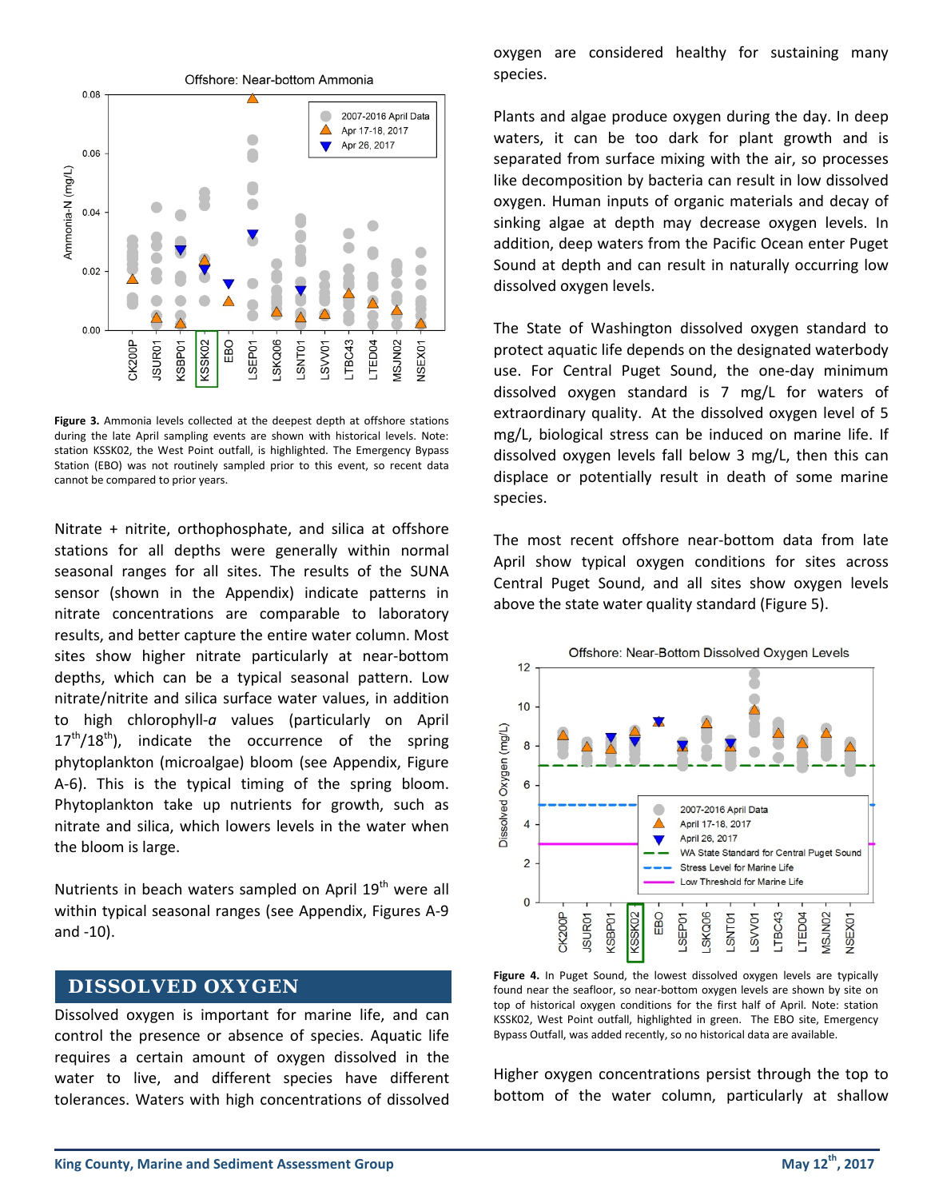**Figure 3.** Ammonia levels collected at the deepest depth at offshore stations during the late April sampling events are shown with historical levels. Note: station KSSK02, the West Point outfall, is highlighted. The Emergency Bypass Station (EBO) was not routinely sampled prior to this event, so recent data cannot be compared to prior years.

Nitrate + nitrite, orthophosphate, and silica at offshore stations for all depths were generally within normal seasonal ranges for all sites. The results of the SUNA sensor (shown in the Appendix) indicate patterns in nitrate concentrations are comparable to laboratory results, and better capture the entire water column. Most sites show higher nitrate particularly at near-bottom depths, which can be a typical seasonal pattern. Low nitrate/nitrite and silica surface water values, in addition to high chlorophyll-*a* values (particularly on April 17th/18th), indicate the occurrence of the spring phytoplankton (microalgae) bloom (see Appendix, Figure A-6). This is the typical timing of the spring bloom. Phytoplankton take up nutrients for growth, such as nitrate and silica, which lowers levels in the water when the bloom is large.

Nutrients in beach waters sampled on April 19th were all within typical seasonal ranges (see Appendix, Figures A-9 and -10).

## DISSOLVED OXYGEN

Dissolved oxygen is important for marine life, and can control the presence or absence of species. Aquatic life requires a certain amount of oxygen dissolved in the water to live, and different species have different tolerances. Waters with high concentrations of dissolved oxygen are considered healthy for sustaining many species.

Plants and algae produce oxygen during the day. In deep waters, it can be too dark for plant growth and is separated from surface mixing with the air, so processes like decomposition by bacteria can result in low dissolved oxygen. Human inputs of organic materials and decay of sinking algae at depth may decrease oxygen levels. In addition, deep waters from the Pacific Ocean enter Puget Sound at depth and can result in naturally occurring low dissolved oxygen levels.

The State of Washington dissolved oxygen standard to protect aquatic life depends on the designated waterbody use. For Central Puget Sound, the one-day minimum dissolved oxygen standard is 7 mg/L for waters of extraordinary quality. At the dissolved oxygen level of 5 mg/L, biological stress can be induced on marine life. If dissolved oxygen levels fall below 3 mg/L, then this can displace or potentially result in death of some marine species.

The most recent offshore near-bottom data from late April show typical oxygen conditions for sites across Central Puget Sound, and all sites show oxygen levels above the state water quality standard (Figure 5).

**Figure 4.** In Puget Sound, the lowest dissolved oxygen levels are typically found near the seafloor, so near-bottom oxygen levels are shown by site on top of historical oxygen conditions for the first half of April. Note: station KSSK02, West Point outfall, highlighted in green. The EBO site, Emergency Bypass Outfall, was added recently, so no historical data are available.

Higher oxygen concentrations persist through the top to bottom of the water column, particularly at shallow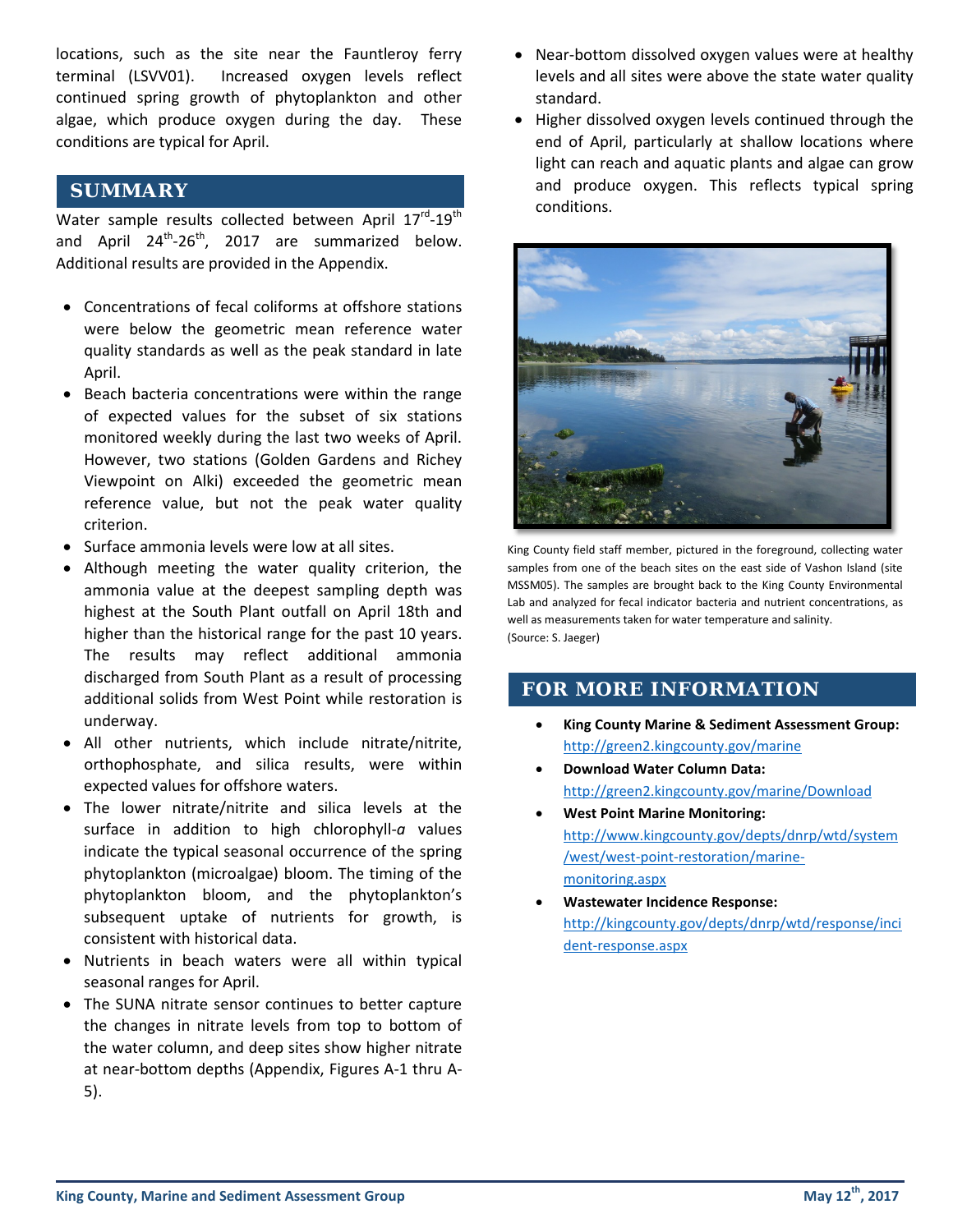locations, such as the site near the Fauntleroy ferry terminal (LSVV01). Increased oxygen levels reflect continued spring growth of phytoplankton and other algae, which produce oxygen during the day. These conditions are typical for April.

## SUMMARY

Water sample results collected between April 17rd-19th and April 24th-26th, 2017 are summarized below. Additional results are provided in the Appendix.

- Concentrations of fecal coliforms at offshore stations were below the geometric mean reference water quality standards as well as the peak standard in late April.
- Beach bacteria concentrations were within the range of expected values for the subset of six stations monitored weekly during the last two weeks of April. However, two stations (Golden Gardens and Richey Viewpoint on Alki) exceeded the geometric mean reference value, but not the peak water quality criterion.
- Surface ammonia levels were low at all sites.
- Although meeting the water quality criterion, the ammonia value at the deepest sampling depth was highest at the South Plant outfall on April 18th and higher than the historical range for the past 10 years. The results may reflect additional ammonia discharged from South Plant as a result of processing additional solids from West Point while restoration is underway.
- All other nutrients, which include nitrate/nitrite, orthophosphate, and silica results, were within expected values for offshore waters.
- The lower nitrate/nitrite and silica levels at the surface in addition to high chlorophyll-*a* values indicate the typical seasonal occurrence of the spring phytoplankton (microalgae) bloom. The timing of the phytoplankton bloom, and the phytoplankton's subsequent uptake of nutrients for growth, is consistent with historical data.
- Nutrients in beach waters were all within typical seasonal ranges for April.
- The SUNA nitrate sensor continues to better capture the changes in nitrate levels from top to bottom of the water column, and deep sites show higher nitrate at near-bottom depths (Appendix, Figures A-1 thru A-5).
- Near-bottom dissolved oxygen values were at healthy levels and all sites were above the state water quality standard.
- Higher dissolved oxygen levels continued through the end of April, particularly at shallow locations where light can reach and aquatic plants and algae can grow and produce oxygen. This reflects typical spring conditions.

King County field staff member, pictured in the foreground, collecting water samples from one of the beach sites on the east side of Vashon Island (site MSSM05). The samples are brought back to the King County Environmental Lab and analyzed for fecal indicator bacteria and nutrient concentrations, as well as measurements taken for water temperature and salinity. (Source: S. Jaeger)

## FOR MORE INFORMATION

- **King County Marine & Sediment Assessment Group:** http://green2.kingcounty.gov/marine
- **Download Water Column Data:** http://green2.kingcounty.gov/marine/Download
- **West Point Marine Monitoring:** http://www.kingcounty.gov/depts/dnrp/wtd/system/west/west-point-restoration/marine-monitoring.aspx
- **Wastewater Incidence Response:** http://kingcounty.gov/depts/dnrp/wtd/response/incident-response.aspx